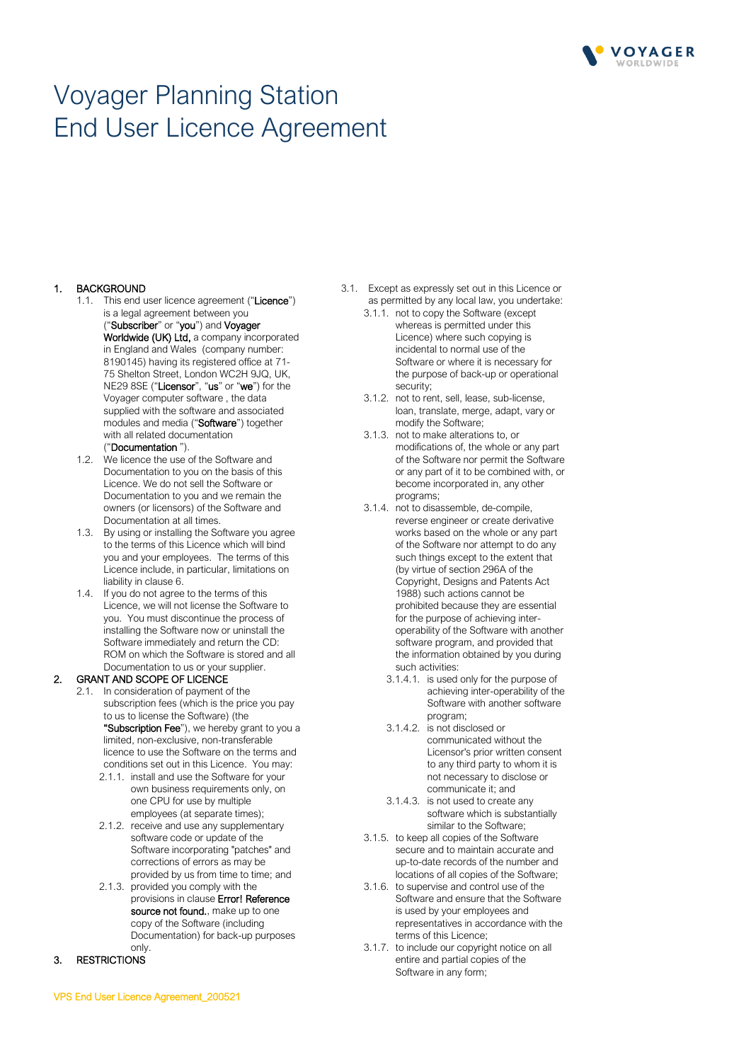# Voyager Planning Station
# End User Licence Agreement

1. BACKGROUND
   1.1. This end user licence agreement ("**Licence**") is a legal agreement between you ("**Subscriber**" or "**you**") and **Voyager Worldwide (UK) Ltd,** a company incorporated in England and Wales (company number: 8190145) having its registered office at 71-75 Shelton Street, London WC2H 9JQ, UK, NE29 8SE ("**Licensor**", "**us**" or "**we**") for the Voyager computer software , the data supplied with the software and associated modules and media ("**Software**") together with all related documentation ("**Documentation** ").
   1.2. We licence the use of the Software and Documentation to you on the basis of this Licence. We do not sell the Software or Documentation to you and we remain the owners (or licensors) of the Software and Documentation at all times.
   1.3. By using or installing the Software you agree to the terms of this Licence which will bind you and your employees. The terms of this Licence include, in particular, limitations on liability in clause 6.
   1.4. If you do not agree to the terms of this Licence, we will not license the Software to you. You must discontinue the process of installing the Software now or uninstall the Software immediately and return the CD: ROM on which the Software is stored and all Documentation to us or your supplier.
2. GRANT AND SCOPE OF LICENCE
   2.1. In consideration of payment of the subscription fees (which is the price you pay to us to license the Software) (the **"Subscription Fee"**), we hereby grant to you a limited, non-exclusive, non-transferable licence to use the Software on the terms and conditions set out in this Licence. You may:
      2.1.1. install and use the Software for your own business requirements only, on one CPU for use by multiple employees (at separate times);
      2.1.2. receive and use any supplementary software code or update of the Software incorporating "patches" and corrections of errors as may be provided by us from time to time; and
      2.1.3. provided you comply with the provisions in clause **Error! Reference source not found.**, make up to one copy of the Software (including Documentation) for back-up purposes only.
3. RESTRICTIONS
   3.1. Except as expressly set out in this Licence or as permitted by any local law, you undertake:
      3.1.1. not to copy the Software (except whereas is permitted under this Licence) where such copying is incidental to normal use of the Software or where it is necessary for the purpose of back-up or operational security;
      3.1.2. not to rent, sell, lease, sub-license, loan, translate, merge, adapt, vary or modify the Software;
      3.1.3. not to make alterations to, or modifications of, the whole or any part of the Software nor permit the Software or any part of it to be combined with, or become incorporated in, any other programs;
      3.1.4. not to disassemble, de-compile, reverse engineer or create derivative works based on the whole or any part of the Software nor attempt to do any such things except to the extent that (by virtue of section 296A of the Copyright, Designs and Patents Act 1988) such actions cannot be prohibited because they are essential for the purpose of achieving inter-operability of the Software with another software program, and provided that the information obtained by you during such activities:
         3.1.4.1. is used only for the purpose of achieving inter-operability of the Software with another software program;
         3.1.4.2. is not disclosed or communicated without the Licensor's prior written consent to any third party to whom it is not necessary to disclose or communicate it; and
         3.1.4.3. is not used to create any software which is substantially similar to the Software;
      3.1.5. to keep all copies of the Software secure and to maintain accurate and up-to-date records of the number and locations of all copies of the Software;
      3.1.6. to supervise and control use of the Software and ensure that the Software is used by your employees and representatives in accordance with the terms of this Licence;
      3.1.7. to include our copyright notice on all entire and partial copies of the Software in any form;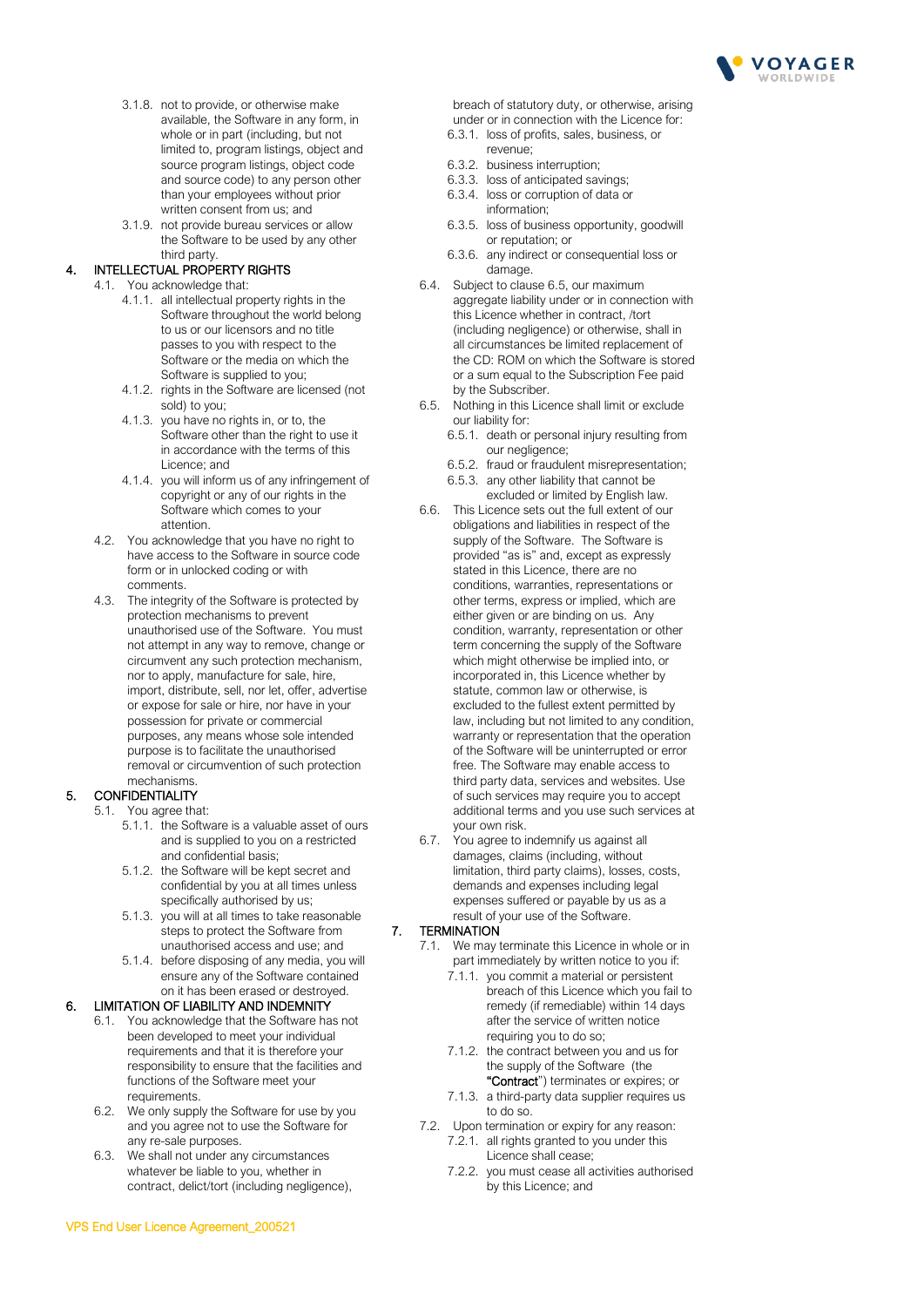3.1.8. not to provide, or otherwise make available, the Software in any form, in whole or in part (including, but not limited to, program listings, object and source program listings, object code and source code) to any person other than your employees without prior written consent from us; and

3.1.9. not provide bureau services or allow the Software to be used by any other third party.

## 4. INTELLECTUAL PROPERTY RIGHTS

4.1. You acknowledge that:

4.1.1. all intellectual property rights in the Software throughout the world belong to us or our licensors and no title passes to you with respect to the Software or the media on which the Software is supplied to you;

4.1.2. rights in the Software are licensed (not sold) to you;

4.1.3. you have no rights in, or to, the Software other than the right to use it in accordance with the terms of this Licence; and

4.1.4. you will inform us of any infringement of copyright or any of our rights in the Software which comes to your attention.

4.2. You acknowledge that you have no right to have access to the Software in source code form or in unlocked coding or with comments.

4.3. The integrity of the Software is protected by protection mechanisms to prevent unauthorised use of the Software. You must not attempt in any way to remove, change or circumvent any such protection mechanism, nor to apply, manufacture for sale, hire, import, distribute, sell, nor let, offer, advertise or expose for sale or hire, nor have in your possession for private or commercial purposes, any means whose sole intended purpose is to facilitate the unauthorised removal or circumvention of such protection mechanisms.

## 5. CONFIDENTIALITY

5.1. You agree that:

5.1.1. the Software is a valuable asset of ours and is supplied to you on a restricted and confidential basis;

5.1.2. the Software will be kept secret and confidential by you at all times unless specifically authorised by us;

5.1.3. you will at all times to take reasonable steps to protect the Software from unauthorised access and use; and

5.1.4. before disposing of any media, you will ensure any of the Software contained on it has been erased or destroyed.

## 6. LIMITATION OF LIABILITY AND INDEMNITY

6.1. You acknowledge that the Software has not been developed to meet your individual requirements and that it is therefore your responsibility to ensure that the facilities and functions of the Software meet your requirements.

6.2. We only supply the Software for use by you and you agree not to use the Software for any re-sale purposes.

6.3. We shall not under any circumstances whatever be liable to you, whether in contract, delict/tort (including negligence), breach of statutory duty, or otherwise, arising under or in connection with the Licence for:

6.3.1. loss of profits, sales, business, or revenue;

6.3.2. business interruption;

6.3.3. loss of anticipated savings;

6.3.4. loss or corruption of data or information;

6.3.5. loss of business opportunity, goodwill or reputation; or

6.3.6. any indirect or consequential loss or damage.

6.4. Subject to clause 6.5, our maximum aggregate liability under or in connection with this Licence whether in contract, /tort (including negligence) or otherwise, shall in all circumstances be limited replacement of the CD: ROM on which the Software is stored or a sum equal to the Subscription Fee paid by the Subscriber.

6.5. Nothing in this Licence shall limit or exclude our liability for:

6.5.1. death or personal injury resulting from our negligence;

6.5.2. fraud or fraudulent misrepresentation;

6.5.3. any other liability that cannot be excluded or limited by English law.

6.6. This Licence sets out the full extent of our obligations and liabilities in respect of the supply of the Software. The Software is provided "as is" and, except as expressly stated in this Licence, there are no conditions, warranties, representations or other terms, express or implied, which are either given or are binding on us. Any condition, warranty, representation or other term concerning the supply of the Software which might otherwise be implied into, or incorporated in, this Licence whether by statute, common law or otherwise, is excluded to the fullest extent permitted by law, including but not limited to any condition, warranty or representation that the operation of the Software will be uninterrupted or error free. The Software may enable access to third party data, services and websites. Use of such services may require you to accept additional terms and you use such services at your own risk.

6.7. You agree to indemnify us against all damages, claims (including, without limitation, third party claims), losses, costs, demands and expenses including legal expenses suffered or payable by us as a result of your use of the Software.

## 7. TERMINATION

7.1. We may terminate this Licence in whole or in part immediately by written notice to you if:

7.1.1. you commit a material or persistent breach of this Licence which you fail to remedy (if remediable) within 14 days after the service of written notice requiring you to do so;

7.1.2. the contract between you and us for the supply of the Software (the "**Contract**") terminates or expires; or

7.1.3. a third-party data supplier requires us to do so.

7.2. Upon termination or expiry for any reason:

7.2.1. all rights granted to you under this Licence shall cease;

7.2.2. you must cease all activities authorised by this Licence; and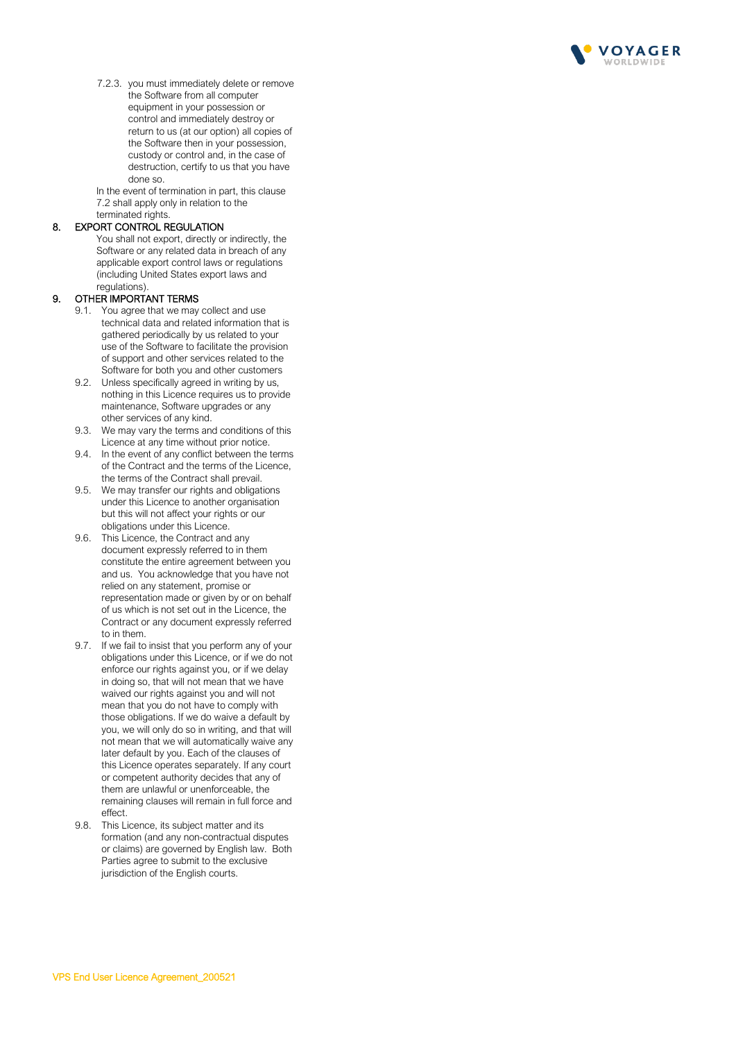7.2.3. you must immediately delete or remove the Software from all computer equipment in your possession or control and immediately destroy or return to us (at our option) all copies of the Software then in your possession, custody or control and, in the case of destruction, certify to us that you have done so.

In the event of termination in part, this clause 7.2 shall apply only in relation to the terminated rights.

## 8. EXPORT CONTROL REGULATION

You shall not export, directly or indirectly, the Software or any related data in breach of any applicable export control laws or regulations (including United States export laws and regulations).

## 9. OTHER IMPORTANT TERMS

9.1. You agree that we may collect and use technical data and related information that is gathered periodically by us related to your use of the Software to facilitate the provision of support and other services related to the Software for both you and other customers

9.2. Unless specifically agreed in writing by us, nothing in this Licence requires us to provide maintenance, Software upgrades or any other services of any kind.

9.3. We may vary the terms and conditions of this Licence at any time without prior notice.

9.4. In the event of any conflict between the terms of the Contract and the terms of the Licence, the terms of the Contract shall prevail.

9.5. We may transfer our rights and obligations under this Licence to another organisation but this will not affect your rights or our obligations under this Licence.

9.6. This Licence, the Contract and any document expressly referred to in them constitute the entire agreement between you and us. You acknowledge that you have not relied on any statement, promise or representation made or given by or on behalf of us which is not set out in the Licence, the Contract or any document expressly referred to in them.

9.7. If we fail to insist that you perform any of your obligations under this Licence, or if we do not enforce our rights against you, or if we delay in doing so, that will not mean that we have waived our rights against you and will not mean that you do not have to comply with those obligations. If we do waive a default by you, we will only do so in writing, and that will not mean that we will automatically waive any later default by you. Each of the clauses of this Licence operates separately. If any court or competent authority decides that any of them are unlawful or unenforceable, the remaining clauses will remain in full force and effect.

9.8. This Licence, its subject matter and its formation (and any non-contractual disputes or claims) are governed by English law. Both Parties agree to submit to the exclusive jurisdiction of the English courts.